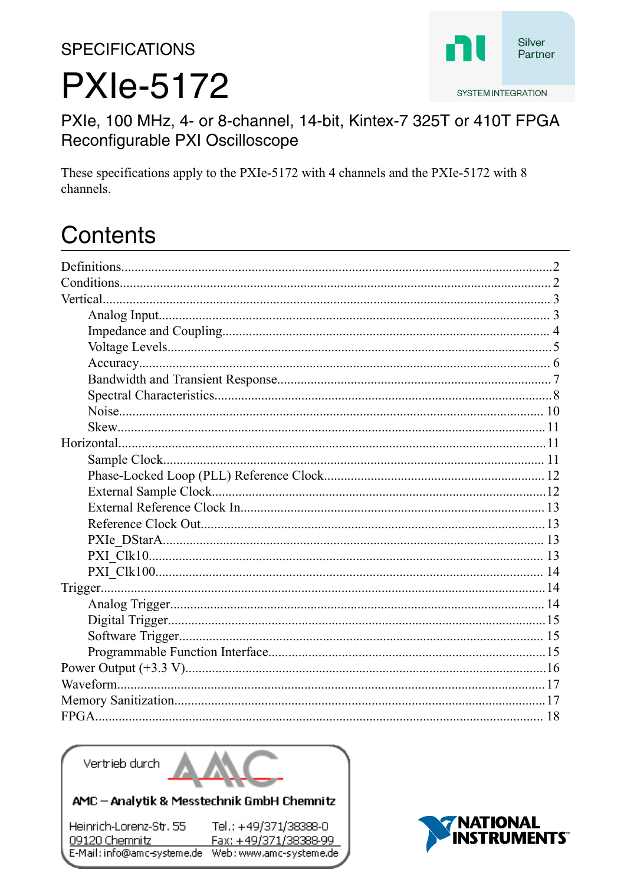SPECIFICATIONS

# PXIe-5172

PXIe, 100 MHz, 4- or 8-channel, 14-bit, Kintex-7 325T or 410T FPGA Reconfigurable PXI Oscilloscope

These specifications apply to the PXIe-5172 with 4 channels and the PXIe-5172 with 8 channels.

## Contents

Definitions....2
Conditions....2
Vertical....3
- Analog Input....3
- Impedance and Coupling....4
- Voltage Levels....5
- Accuracy....6
- Bandwidth and Transient Response....7
- Spectral Characteristics....8
- Noise....10
- Skew....11

Horizontal....11
- Sample Clock....11
- Phase-Locked Loop (PLL) Reference Clock....12
- External Sample Clock....12
- External Reference Clock In....13
- Reference Clock Out....13
- PXIe_DStarA....13
- PXI_Clk10....13
- PXI_Clk100....14

Trigger....14
- Analog Trigger....14
- Digital Trigger....15
- Software Trigger....15
- Programmable Function Interface....15

Power Output (+3.3 V)....16
Waveform....17
Memory Sanitization....17
FPGA....18

Vertrieb durch AMC

AMC – Analytik & Messtechnik GmbH Chemnitz
Heinrich-Lorenz-Str. 55
09120 Chemnitz
E-Mail: info@amc-systeme.de
Tel.: +49/371/38388-0
Fax: +49/371/38388-99
Web: www.amc-systeme.de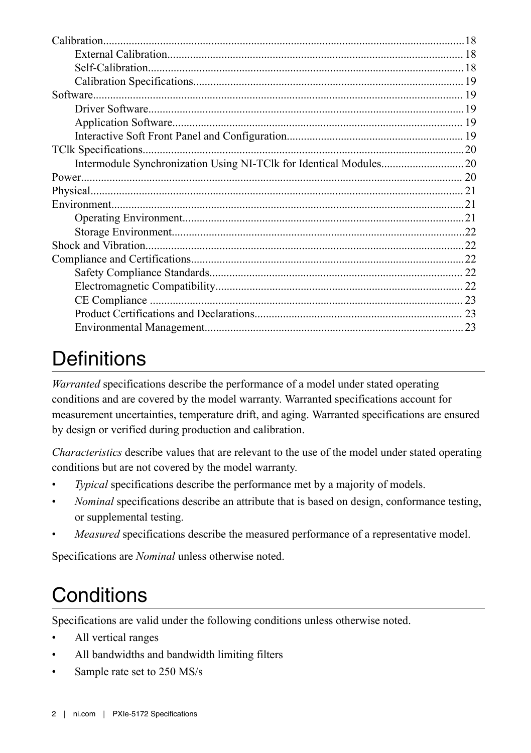Calibration.....18
- External Calibration.....18
- Self-Calibration.....18
- Calibration Specifications.....19

Software.....19
- Driver Software.....19
- Application Software.....19
- Interactive Soft Front Panel and Configuration.....19

TClk Specifications.....20
- Intermodule Synchronization Using NI-TClk for Identical Modules.....20

Power.....20

Physical.....21

Environment.....21
- Operating Environment.....21
- Storage Environment.....22

Shock and Vibration.....22

Compliance and Certifications.....22
- Safety Compliance Standards.....22
- Electromagnetic Compatibility.....22
- CE Compliance.....23
- Product Certifications and Declarations.....23
- Environmental Management.....23

# Definitions

*Warranted* specifications describe the performance of a model under stated operating conditions and are covered by the model warranty. Warranted specifications account for measurement uncertainties, temperature drift, and aging. Warranted specifications are ensured by design or verified during production and calibration.

*Characteristics* describe values that are relevant to the use of the model under stated operating conditions but are not covered by the model warranty.

- *Typical* specifications describe the performance met by a majority of models.
- *Nominal* specifications describe an attribute that is based on design, conformance testing, or supplemental testing.
- *Measured* specifications describe the measured performance of a representative model.

Specifications are *Nominal* unless otherwise noted.

# Conditions

Specifications are valid under the following conditions unless otherwise noted.

- All vertical ranges
- All bandwidths and bandwidth limiting filters
- Sample rate set to 250 MS/s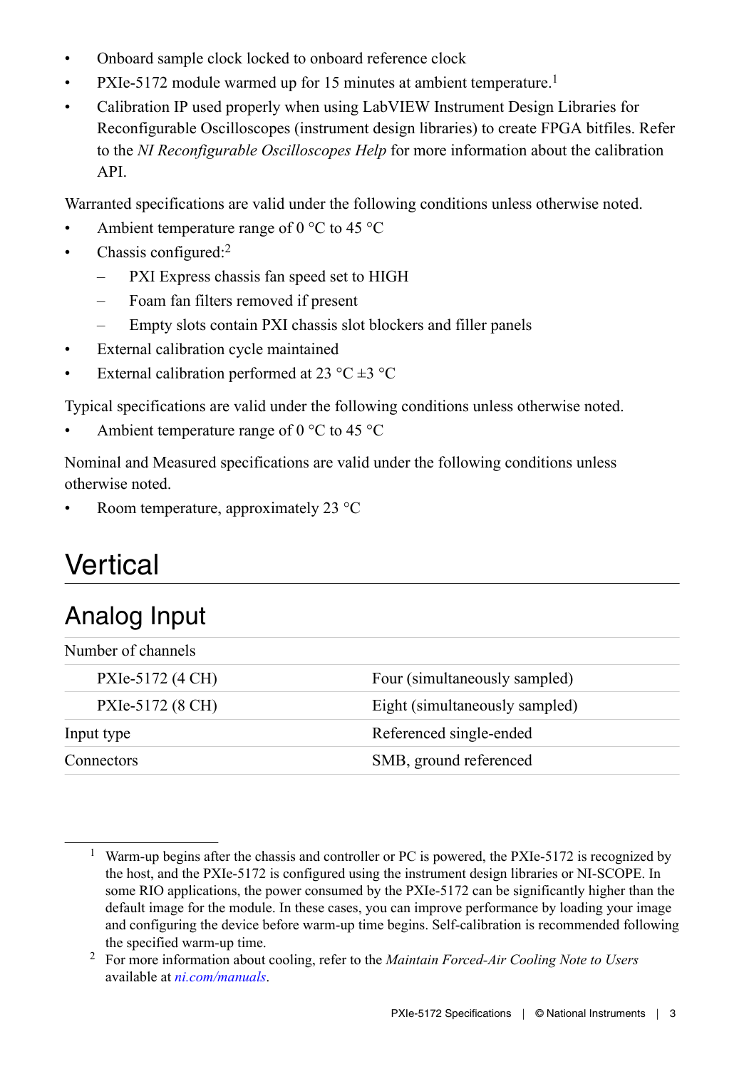- Onboard sample clock locked to onboard reference clock
- PXIe-5172 module warmed up for 15 minutes at ambient temperature.[1]
- Calibration IP used properly when using LabVIEW Instrument Design Libraries for Reconfigurable Oscilloscopes (instrument design libraries) to create FPGA bitfiles. Refer to the *NI Reconfigurable Oscilloscopes Help* for more information about the calibration API.

Warranted specifications are valid under the following conditions unless otherwise noted.

- Ambient temperature range of 0 °C to 45 °C
- Chassis configured:[2]
  - PXI Express chassis fan speed set to HIGH
  - Foam fan filters removed if present
  - Empty slots contain PXI chassis slot blockers and filler panels
- External calibration cycle maintained
- External calibration performed at 23 °C ±3 °C

Typical specifications are valid under the following conditions unless otherwise noted.

- Ambient temperature range of 0 °C to 45 °C

Nominal and Measured specifications are valid under the following conditions unless otherwise noted.

- Room temperature, approximately 23 °C

# Vertical

## Analog Input

| | |
|---|---|
| Number of channels | |
| PXIe-5172 (4 CH) | Four (simultaneously sampled) |
| PXIe-5172 (8 CH) | Eight (simultaneously sampled) |
| Input type | Referenced single-ended |
| Connectors | SMB, ground referenced |

[1] Warm-up begins after the chassis and controller or PC is powered, the PXIe-5172 is recognized by the host, and the PXIe-5172 is configured using the instrument design libraries or NI-SCOPE. In some RIO applications, the power consumed by the PXIe-5172 can be significantly higher than the default image for the module. In these cases, you can improve performance by loading your image and configuring the device before warm-up time begins. Self-calibration is recommended following the specified warm-up time.

[2] For more information about cooling, refer to the *Maintain Forced-Air Cooling Note to Users* available at *ni.com/manuals*.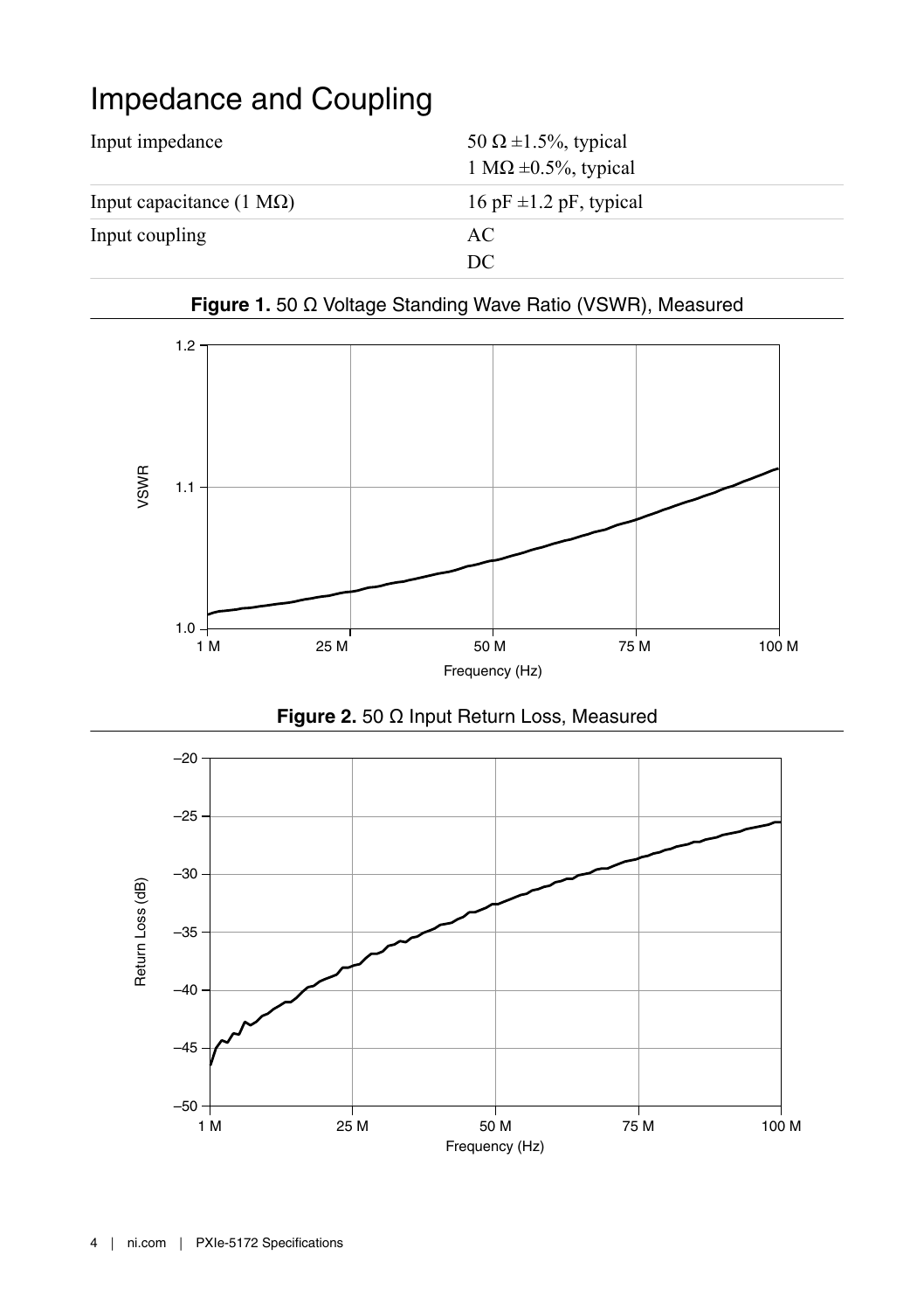# Impedance and Coupling

| | |
|---|---|
| Input impedance | 50 Ω ±1.5%, typical<br>1 MΩ ±0.5%, typical |
| Input capacitance (1 MΩ) | 16 pF ±1.2 pF, typical |
| Input coupling | AC<br>DC |

**Figure 1.** 50 Ω Voltage Standing Wave Ratio (VSWR), Measured

VSWR

1.2
1.1
1.0

1 M
25 M
50 M
75 M
100 M

Frequency (Hz)

**Figure 2.** 50 Ω Input Return Loss, Measured

Return Loss (dB)

–20
–25
–30
–35
–40
–45
–50

1 M
25 M
50 M
75 M
100 M

Frequency (Hz)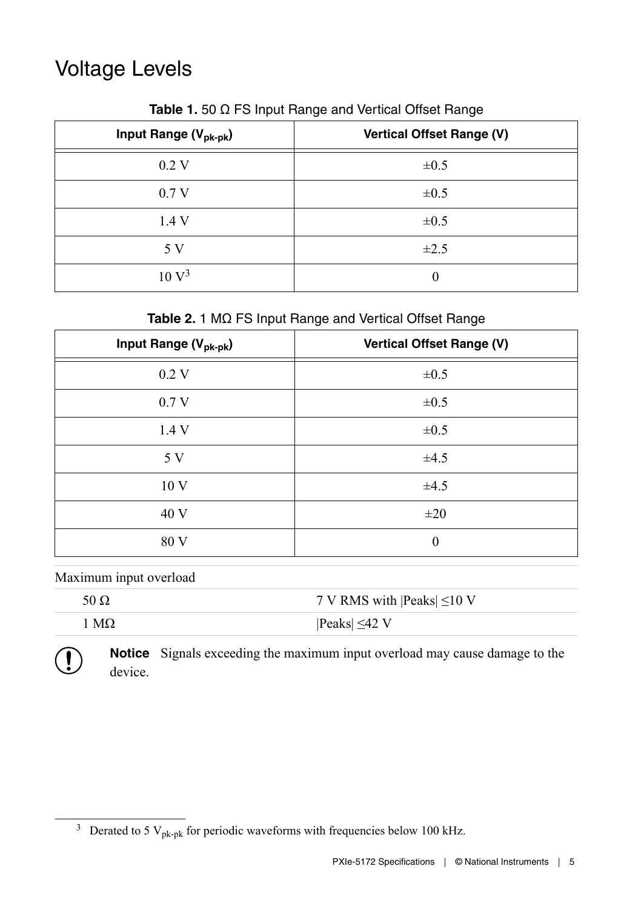## Voltage Levels

**Table 1.** 50 Ω FS Input Range and Vertical Offset Range

| Input Range ($V_{pk\text{-}pk}$) | Vertical Offset Range (V) |
|---|---|
| 0.2 V | ±0.5 |
| 0.7 V | ±0.5 |
| 1.4 V | ±0.5 |
| 5 V | ±2.5 |
| 10 V[3] | 0 |

**Table 2.** 1 MΩ FS Input Range and Vertical Offset Range

| Input Range ($V_{pk\text{-}pk}$) | Vertical Offset Range (V) |
|---|---|
| 0.2 V | ±0.5 |
| 0.7 V | ±0.5 |
| 1.4 V | ±0.5 |
| 5 V | ±4.5 |
| 10 V | ±4.5 |
| 40 V | ±20 |
| 80 V | 0 |

| Maximum input overload | |
|---|---|
| 50 Ω | 7 V RMS with \|Peaks\| ≤10 V |
| 1 MΩ | \|Peaks\| ≤42 V |

**Notice** Signals exceeding the maximum input overload may cause damage to the device.

[3] Derated to 5 $V_{pk\text{-}pk}$ for periodic waveforms with frequencies below 100 kHz.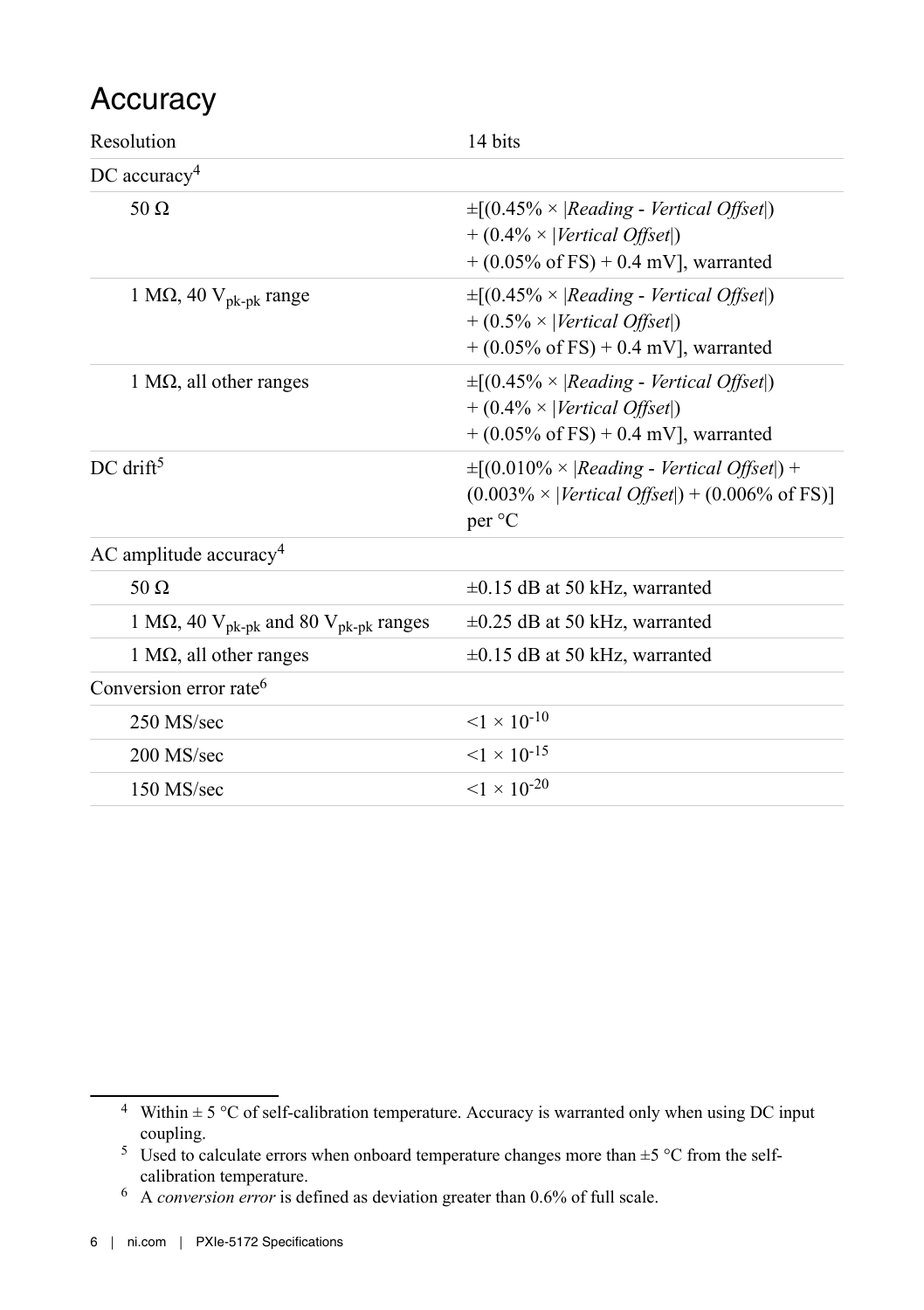## Accuracy

| | |
|---|---|
| Resolution | 14 bits |
| DC accuracy[4] | |
| 50 Ω | ±[(0.45% × \|*Reading* - *Vertical Offset*\|) + (0.4% × \|*Vertical Offset*\|) + (0.05% of FS) + 0.4 mV], warranted |
| 1 MΩ, 40 $V_{pk-pk}$ range | ±[(0.45% × \|*Reading* - *Vertical Offset*\|) + (0.5% × \|*Vertical Offset*\|) + (0.05% of FS) + 0.4 mV], warranted |
| 1 MΩ, all other ranges | ±[(0.45% × \|*Reading* - *Vertical Offset*\|) + (0.4% × \|*Vertical Offset*\|) + (0.05% of FS) + 0.4 mV], warranted |
| DC drift[5] | ±[(0.010% × \|*Reading* - *Vertical Offset*\|) + (0.003% × \|*Vertical Offset*\|) + (0.006% of FS)] per °C |
| AC amplitude accuracy[4] | |
| 50 Ω | ±0.15 dB at 50 kHz, warranted |
| 1 MΩ, 40 $V_{pk-pk}$ and 80 $V_{pk-pk}$ ranges | ±0.25 dB at 50 kHz, warranted |
| 1 MΩ, all other ranges | ±0.15 dB at 50 kHz, warranted |
| Conversion error rate[6] | |
| 250 MS/sec | $<1 \times 10^{-10}$ |
| 200 MS/sec | $<1 \times 10^{-15}$ |
| 150 MS/sec | $<1 \times 10^{-20}$ |

[4] Within ± 5 °C of self-calibration temperature. Accuracy is warranted only when using DC input coupling.

[5] Used to calculate errors when onboard temperature changes more than ±5 °C from the self-calibration temperature.

[6] A *conversion error* is defined as deviation greater than 0.6% of full scale.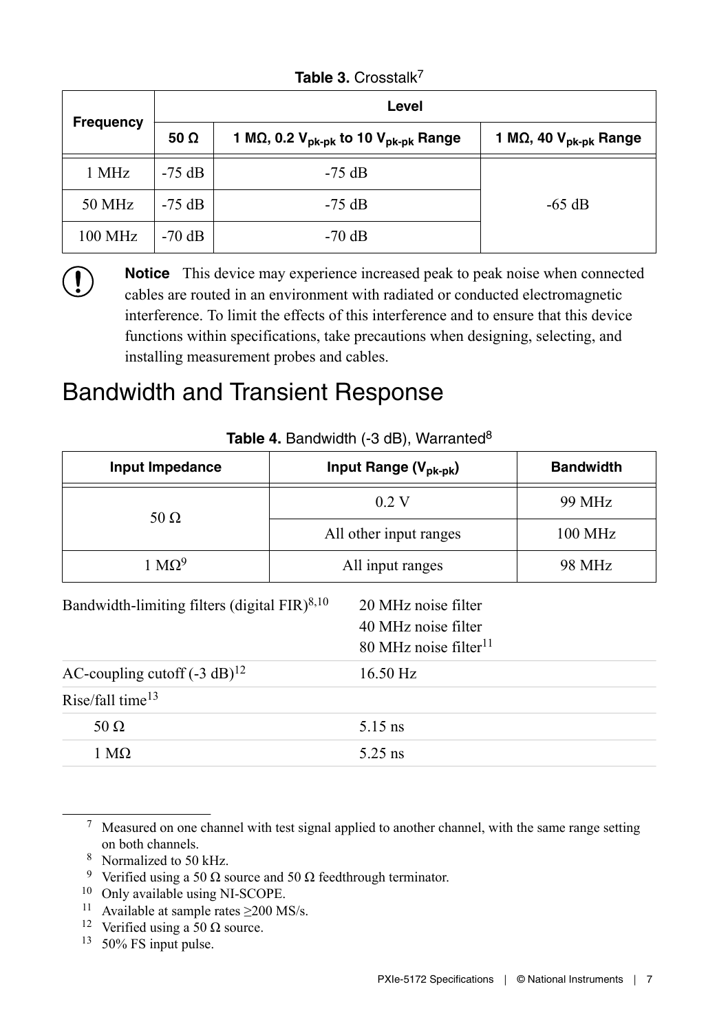**Table 3.** Crosstalk[7]

| Frequency | Level | | |
|---|---|---|---|
| | 50 Ω | 1 MΩ, 0.2 $V_{pk-pk}$ to 10 $V_{pk-pk}$ Range | 1 MΩ, 40 $V_{pk-pk}$ Range |
| 1 MHz | -75 dB | -75 dB | -65 dB |
| 50 MHz | -75 dB | -75 dB | |
| 100 MHz | -70 dB | -70 dB | |

**Notice** This device may experience increased peak to peak noise when connected cables are routed in an environment with radiated or conducted electromagnetic interference. To limit the effects of this interference and to ensure that this device functions within specifications, take precautions when designing, selecting, and installing measurement probes and cables.

# Bandwidth and Transient Response

**Table 4.** Bandwidth (-3 dB), Warranted[8]

| Input Impedance | Input Range ($V_{pk-pk}$) | Bandwidth |
|---|---|---|
| 50 Ω | 0.2 V | 99 MHz |
| | All other input ranges | 100 MHz |
| 1 MΩ[9] | All input ranges | 98 MHz |

| | |
|---|---|
| Bandwidth-limiting filters (digital FIR)[8,10] | 20 MHz noise filter<br>40 MHz noise filter<br>80 MHz noise filter[11] |
| AC-coupling cutoff (-3 dB)[12] | 16.50 Hz |
| Rise/fall time[13] | |
| 50 Ω | 5.15 ns |
| 1 MΩ | 5.25 ns |

[7] Measured on one channel with test signal applied to another channel, with the same range setting on both channels.

[8] Normalized to 50 kHz.

[9] Verified using a 50 Ω source and 50 Ω feedthrough terminator.

[10] Only available using NI-SCOPE.

[11] Available at sample rates ≥200 MS/s.

[12] Verified using a 50 Ω source.

[13] 50% FS input pulse.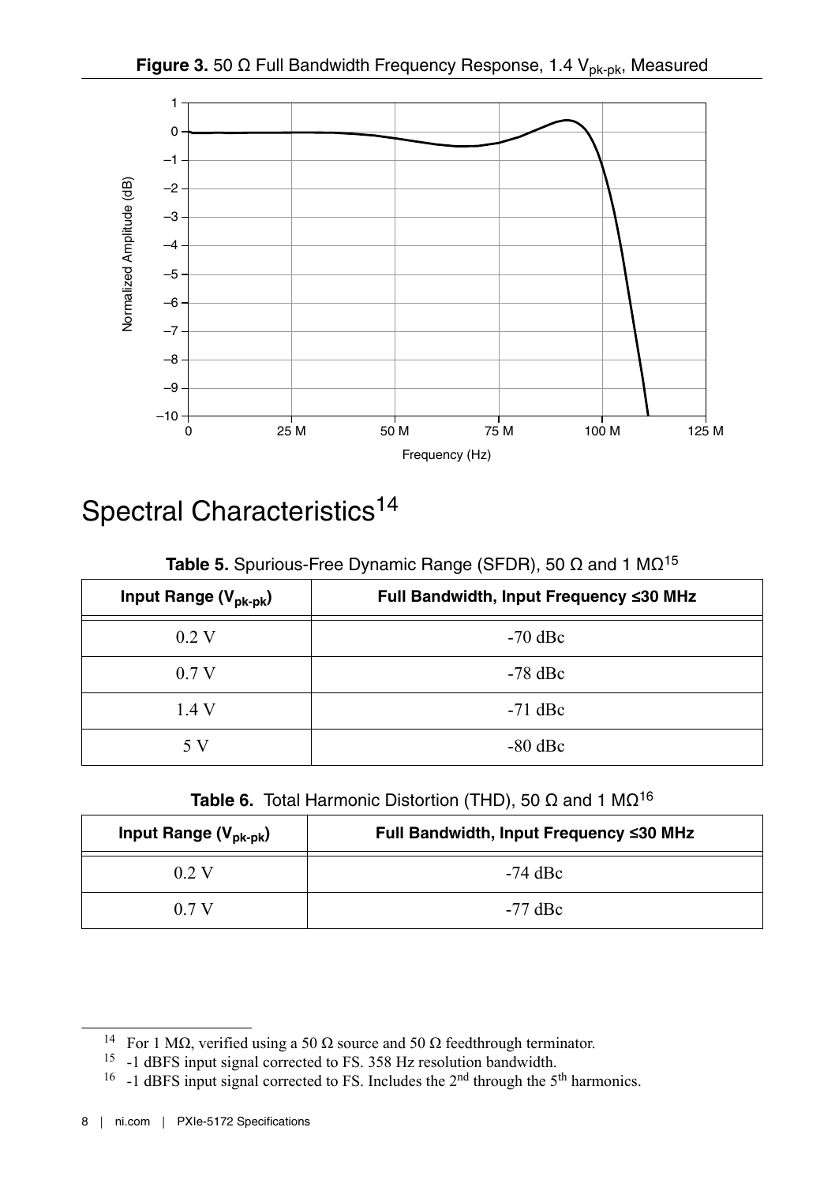**Figure 3.** 50 Ω Full Bandwidth Frequency Response, 1.4 $V_{pk-pk}$, Measured

Normalized Amplitude (dB)

1
0
–1
–2
–3
–4
–5
–6
–7
–8
–9
–10

0
25 M
50 M
75 M
100 M
125 M

Frequency (Hz)

# Spectral Characteristics[14]

**Table 5.** Spurious-Free Dynamic Range (SFDR), 50 Ω and 1 MΩ[15]

| Input Range ($V_{pk-pk}$) | Full Bandwidth, Input Frequency ≤30 MHz |
| --- | --- |
| 0.2 V | -70 dBc |
| 0.7 V | -78 dBc |
| 1.4 V | -71 dBc |
| 5 V | -80 dBc |

**Table 6.** Total Harmonic Distortion (THD), 50 Ω and 1 MΩ[16]

| Input Range ($V_{pk-pk}$) | Full Bandwidth, Input Frequency ≤30 MHz |
| --- | --- |
| 0.2 V | -74 dBc |
| 0.7 V | -77 dBc |

[14] For 1 MΩ, verified using a 50 Ω source and 50 Ω feedthrough terminator.

[15] -1 dBFS input signal corrected to FS. 358 Hz resolution bandwidth.

[16] -1 dBFS input signal corrected to FS. Includes the 2nd through the 5th harmonics.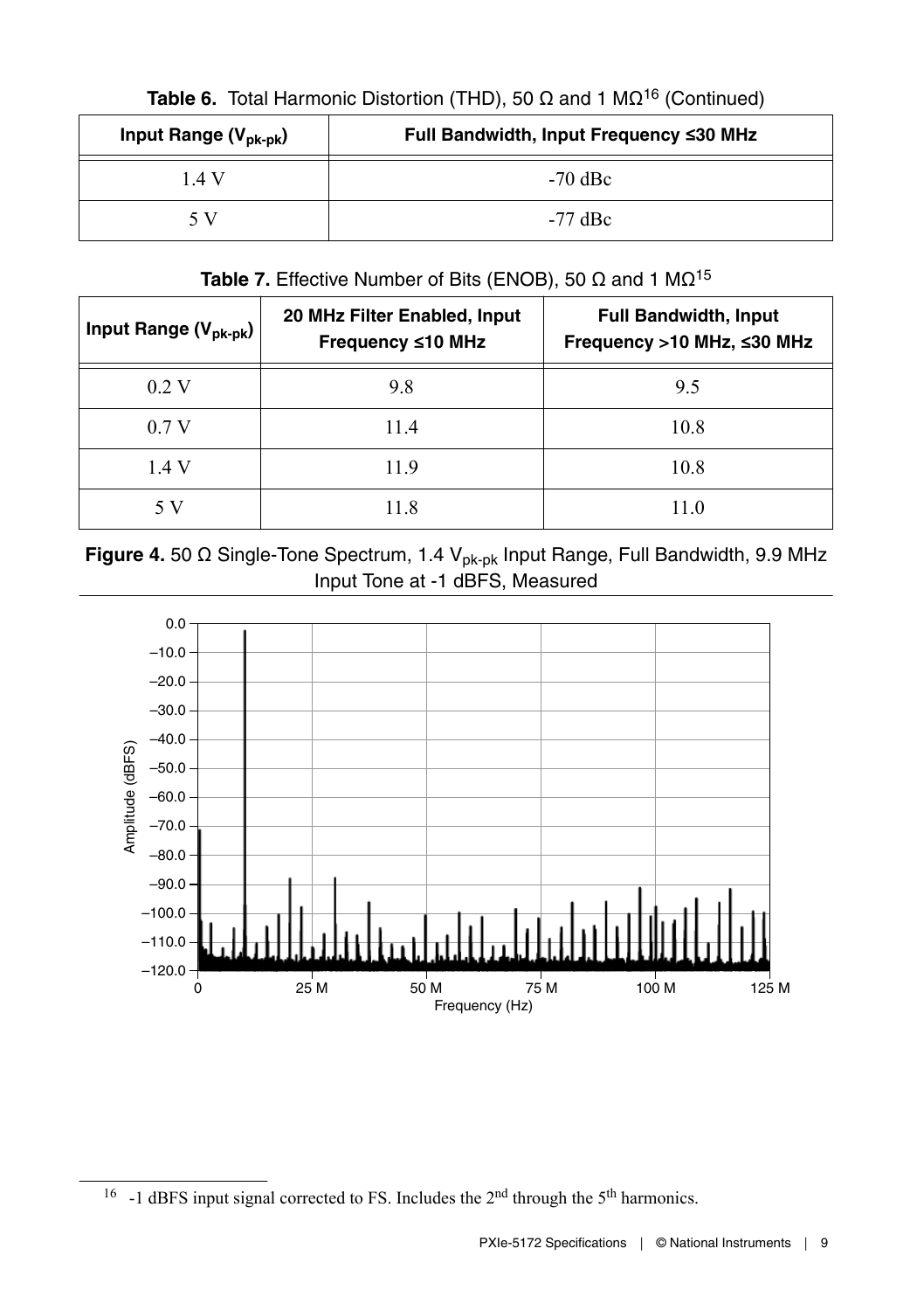**Table 6.** Total Harmonic Distortion (THD), 50 Ω and 1 MΩ[16] (Continued)

| Input Range ($V_{pk-pk}$) | Full Bandwidth, Input Frequency ≤30 MHz |
|---|---|
| 1.4 V | -70 dBc |
| 5 V | -77 dBc |

**Table 7.** Effective Number of Bits (ENOB), 50 Ω and 1 MΩ[15]

| Input Range ($V_{pk-pk}$) | 20 MHz Filter Enabled, Input Frequency ≤10 MHz | Full Bandwidth, Input Frequency >10 MHz, ≤30 MHz |
|---|---|---|
| 0.2 V | 9.8 | 9.5 |
| 0.7 V | 11.4 | 10.8 |
| 1.4 V | 11.9 | 10.8 |
| 5 V | 11.8 | 11.0 |

**Figure 4.** 50 Ω Single-Tone Spectrum, 1.4 $V_{pk-pk}$ Input Range, Full Bandwidth, 9.9 MHz Input Tone at -1 dBFS, Measured

Amplitude (dBFS)
0.0
−10.0
−20.0
−30.0
−40.0
−50.0
−60.0
−70.0
−80.0
−90.0
−100.0
−110.0
−120.0
0
25 M
50 M
75 M
100 M
125 M
Frequency (Hz)

[16] -1 dBFS input signal corrected to FS. Includes the 2[nd] through the 5[th] harmonics.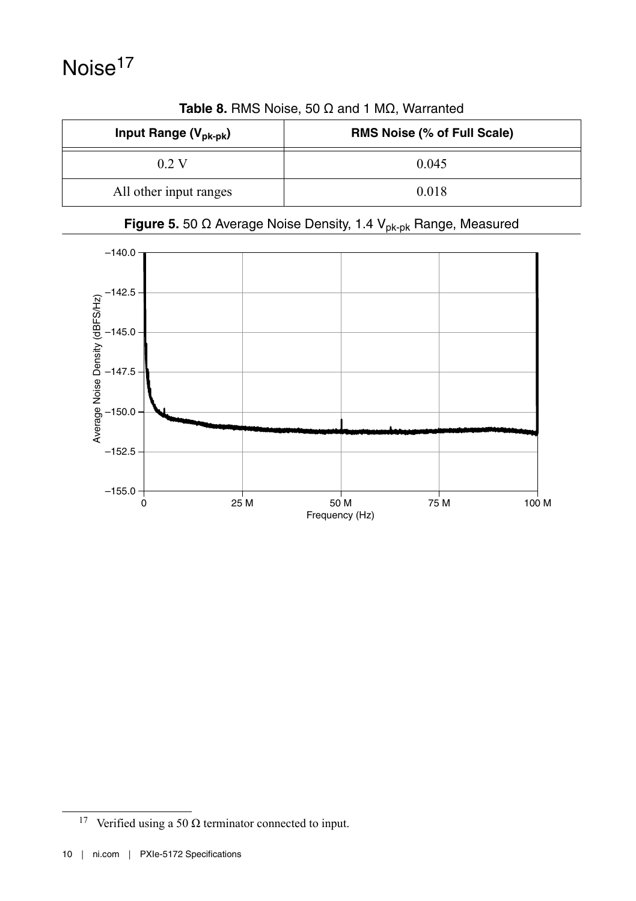# Noise[17]

**Table 8.** RMS Noise, 50 Ω and 1 MΩ, Warranted

| Input Range ($V_{pk-pk}$) | RMS Noise (% of Full Scale) |
|---|---|
| 0.2 V | 0.045 |
| All other input ranges | 0.018 |

**Figure 5.** 50 Ω Average Noise Density, 1.4 $V_{pk-pk}$ Range, Measured

Average Noise Density (dBFS/Hz)

–140.0
–142.5
–145.0
–147.5
–150.0
–152.5
–155.0

0
25 M
50 M
75 M
100 M

Frequency (Hz)

---

[17] Verified using a 50 Ω terminator connected to input.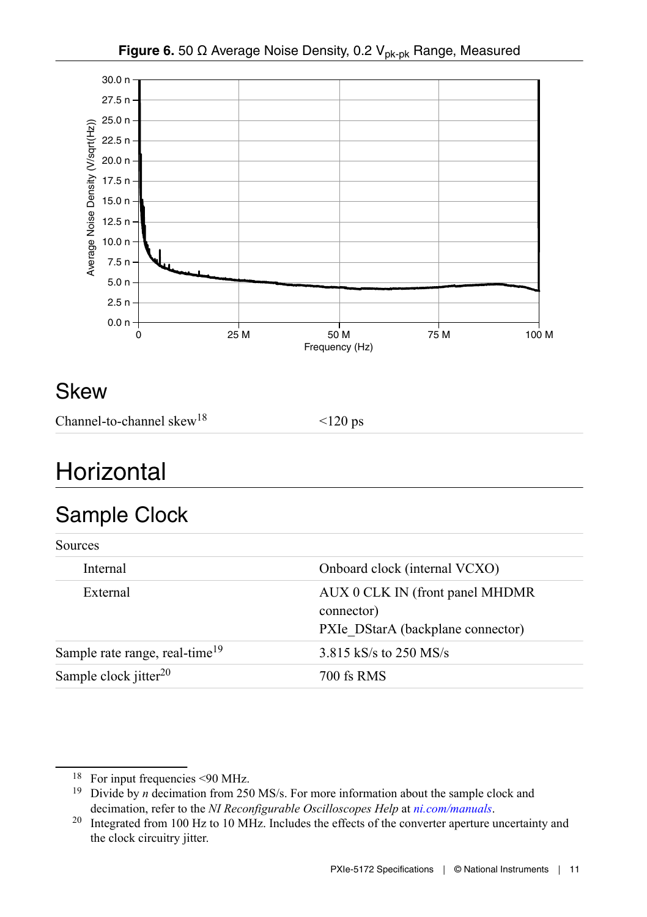**Figure 6.** 50 Ω Average Noise Density, 0.2 $V_{pk\text{-}pk}$ Range, Measured

Average Noise Density (V/sqrt(Hz))

30.0 n
27.5 n
25.0 n
22.5 n
20.0 n
17.5 n
15.0 n
12.5 n
10.0 n
7.5 n
5.0 n
2.5 n
0.0 n

0
25 M
50 M
75 M
100 M

Frequency (Hz)

## Skew

| | |
|---|---|
| Channel-to-channel skew[18] | <120 ps |

# Horizontal

## Sample Clock

| | |
|---|---|
| Sources | |
| Internal | Onboard clock (internal VCXO) |
| External | AUX 0 CLK IN (front panel MHDMR connector)<br>PXIe_DStarA (backplane connector) |
| Sample rate range, real-time[19] | 3.815 kS/s to 250 MS/s |
| Sample clock jitter[20] | 700 fs RMS |

[18] For input frequencies <90 MHz.

[19] Divide by *n* decimation from 250 MS/s. For more information about the sample clock and decimation, refer to the *NI Reconfigurable Oscilloscopes Help* at *ni.com/manuals*.

[20] Integrated from 100 Hz to 10 MHz. Includes the effects of the converter aperture uncertainty and the clock circuitry jitter.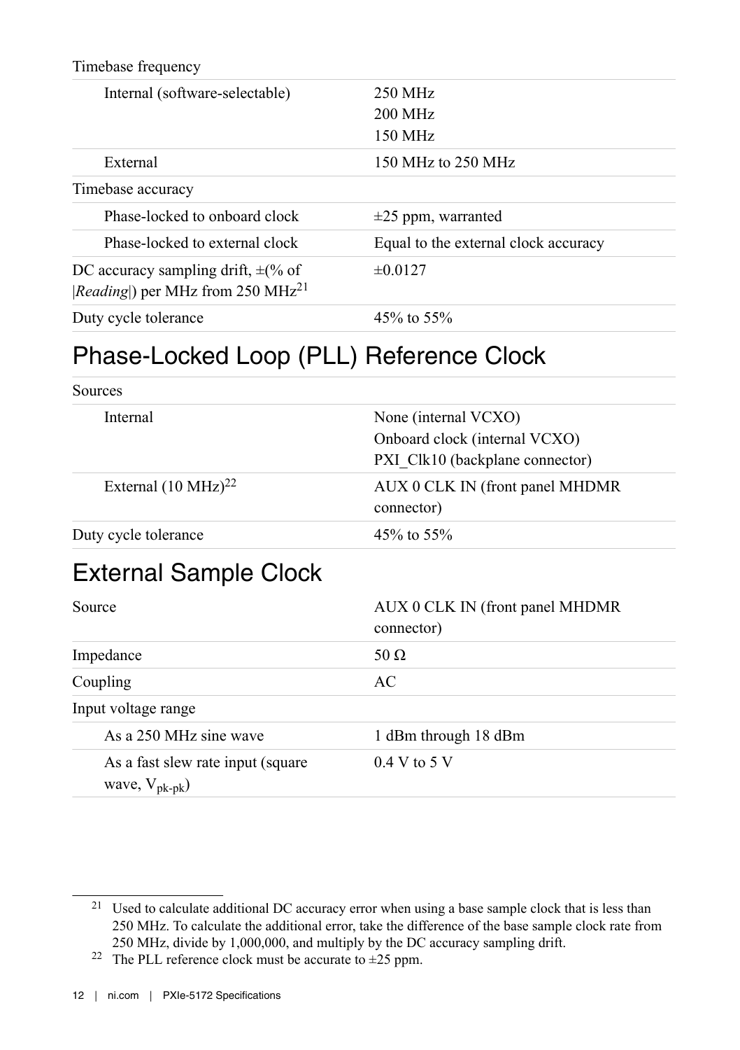| | |
|---|---|
| Timebase frequency | |
| Internal (software-selectable) | 250 MHz<br>200 MHz<br>150 MHz |
| External | 150 MHz to 250 MHz |
| Timebase accuracy | |
| Phase-locked to onboard clock | ±25 ppm, warranted |
| Phase-locked to external clock | Equal to the external clock accuracy |
| DC accuracy sampling drift, ±(% of \|*Reading*\|) per MHz from 250 MHz[21] | ±0.0127 |
| Duty cycle tolerance | 45% to 55% |

## Phase-Locked Loop (PLL) Reference Clock

| | |
|---|---|
| Sources | |
| Internal | None (internal VCXO)<br>Onboard clock (internal VCXO)<br>PXI_Clk10 (backplane connector) |
| External (10 MHz)[22] | AUX 0 CLK IN (front panel MHDMR connector) |
| Duty cycle tolerance | 45% to 55% |

## External Sample Clock

| | |
|---|---|
| Source | AUX 0 CLK IN (front panel MHDMR connector) |
| Impedance | 50 Ω |
| Coupling | AC |
| Input voltage range | |
| As a 250 MHz sine wave | 1 dBm through 18 dBm |
| As a fast slew rate input (square wave, $V_{pk\text{-}pk}$) | 0.4 V to 5 V |

[21] Used to calculate additional DC accuracy error when using a base sample clock that is less than 250 MHz. To calculate the additional error, take the difference of the base sample clock rate from 250 MHz, divide by 1,000,000, and multiply by the DC accuracy sampling drift.

[22] The PLL reference clock must be accurate to ±25 ppm.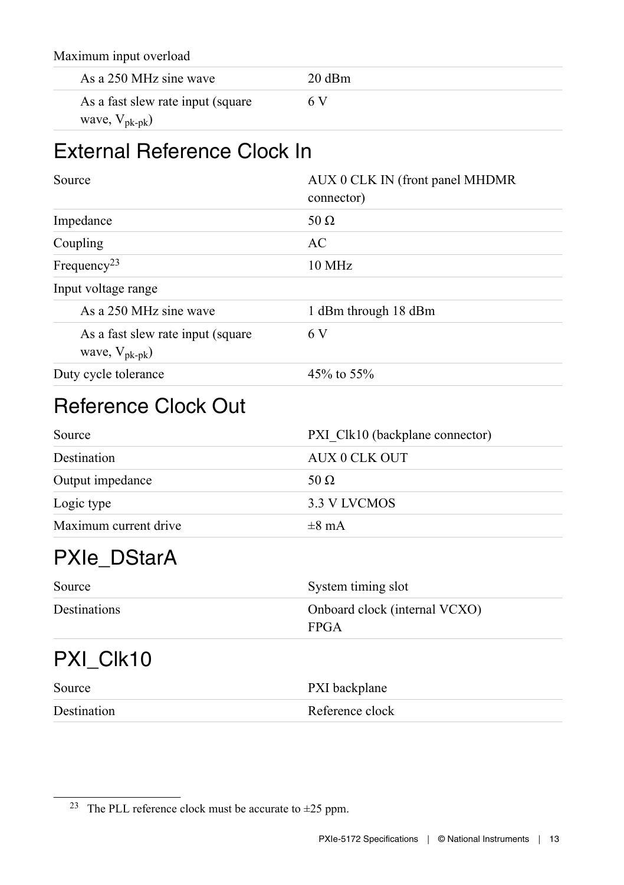| | |
|---|---|
| Maximum input overload | |
| As a 250 MHz sine wave | 20 dBm |
| As a fast slew rate input (square wave, $V_{pk\text{-}pk}$) | 6 V |

## External Reference Clock In

| | |
|---|---|
| Source | AUX 0 CLK IN (front panel MHDMR connector) |
| Impedance | 50 Ω |
| Coupling | AC |
| Frequency[23] | 10 MHz |
| Input voltage range | |
| As a 250 MHz sine wave | 1 dBm through 18 dBm |
| As a fast slew rate input (square wave, $V_{pk\text{-}pk}$) | 6 V |
| Duty cycle tolerance | 45% to 55% |

## Reference Clock Out

| | |
|---|---|
| Source | PXI_Clk10 (backplane connector) |
| Destination | AUX 0 CLK OUT |
| Output impedance | 50 Ω |
| Logic type | 3.3 V LVCMOS |
| Maximum current drive | ±8 mA |

## PXIe_DStarA

| | |
|---|---|
| Source | System timing slot |
| Destinations | Onboard clock (internal VCXO)<br>FPGA |

## PXI_Clk10

| | |
|---|---|
| Source | PXI backplane |
| Destination | Reference clock |

[23] The PLL reference clock must be accurate to ±25 ppm.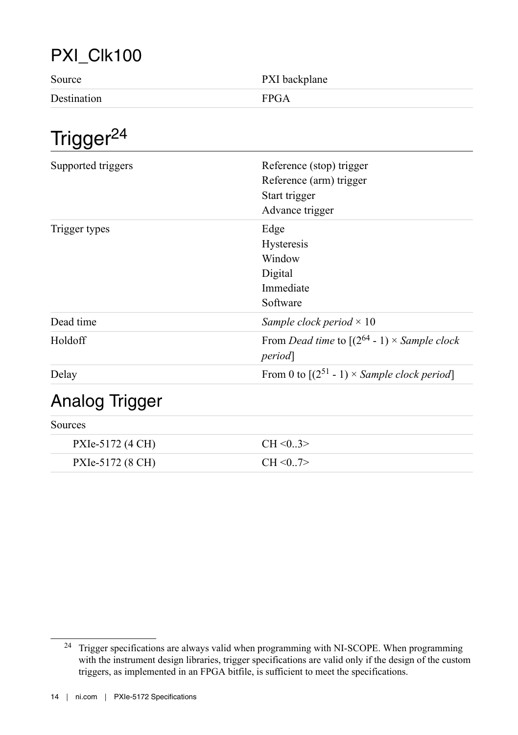## PXI_Clk100

| | |
|---|---|
| Source | PXI backplane |
| Destination | FPGA |

# Trigger[24]

| | |
|---|---|
| Supported triggers | Reference (stop) trigger<br>Reference (arm) trigger<br>Start trigger<br>Advance trigger |
| Trigger types | Edge<br>Hysteresis<br>Window<br>Digital<br>Immediate<br>Software |
| Dead time | *Sample clock period* × 10 |
| Holdoff | From *Dead time* to [($2^{64}$ - 1) × *Sample clock period*] |
| Delay | From 0 to [($2^{51}$ - 1) × *Sample clock period*] |

## Analog Trigger

| | |
|---|---|
| Sources | |
| PXIe-5172 (4 CH) | CH <0..3> |
| PXIe-5172 (8 CH) | CH <0..7> |

[24] Trigger specifications are always valid when programming with NI-SCOPE. When programming with the instrument design libraries, trigger specifications are valid only if the design of the custom triggers, as implemented in an FPGA bitfile, is sufficient to meet the specifications.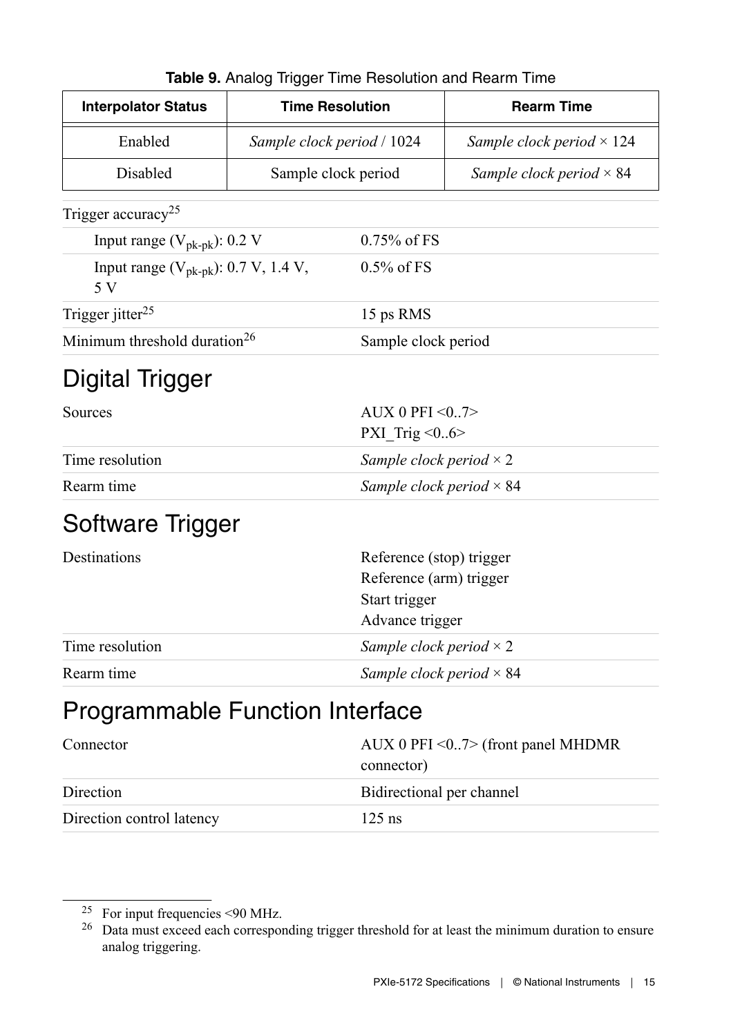**Table 9.** Analog Trigger Time Resolution and Rearm Time

| Interpolator Status | Time Resolution | Rearm Time |
|---|---|---|
| Enabled | *Sample clock period* / 1024 | *Sample clock period* × 124 |
| Disabled | Sample clock period | *Sample clock period* × 84 |

| | |
|---|---|
| Trigger accuracy[25] | |
| Input range ($V_{pk\text{-}pk}$): 0.2 V | 0.75% of FS |
| Input range ($V_{pk\text{-}pk}$): 0.7 V, 1.4 V, 5 V | 0.5% of FS |
| Trigger jitter[25] | 15 ps RMS |
| Minimum threshold duration[26] | Sample clock period |

## Digital Trigger

| | |
|---|---|
| Sources | AUX 0 PFI <0..7><br>PXI_Trig <0..6> |
| Time resolution | *Sample clock period* × 2 |
| Rearm time | *Sample clock period* × 84 |

## Software Trigger

| | |
|---|---|
| Destinations | Reference (stop) trigger<br>Reference (arm) trigger<br>Start trigger<br>Advance trigger |
| Time resolution | *Sample clock period* × 2 |
| Rearm time | *Sample clock period* × 84 |

## Programmable Function Interface

| | |
|---|---|
| Connector | AUX 0 PFI <0..7> (front panel MHDMR connector) |
| Direction | Bidirectional per channel |
| Direction control latency | 125 ns |

[25] For input frequencies <90 MHz.

[26] Data must exceed each corresponding trigger threshold for at least the minimum duration to ensure analog triggering.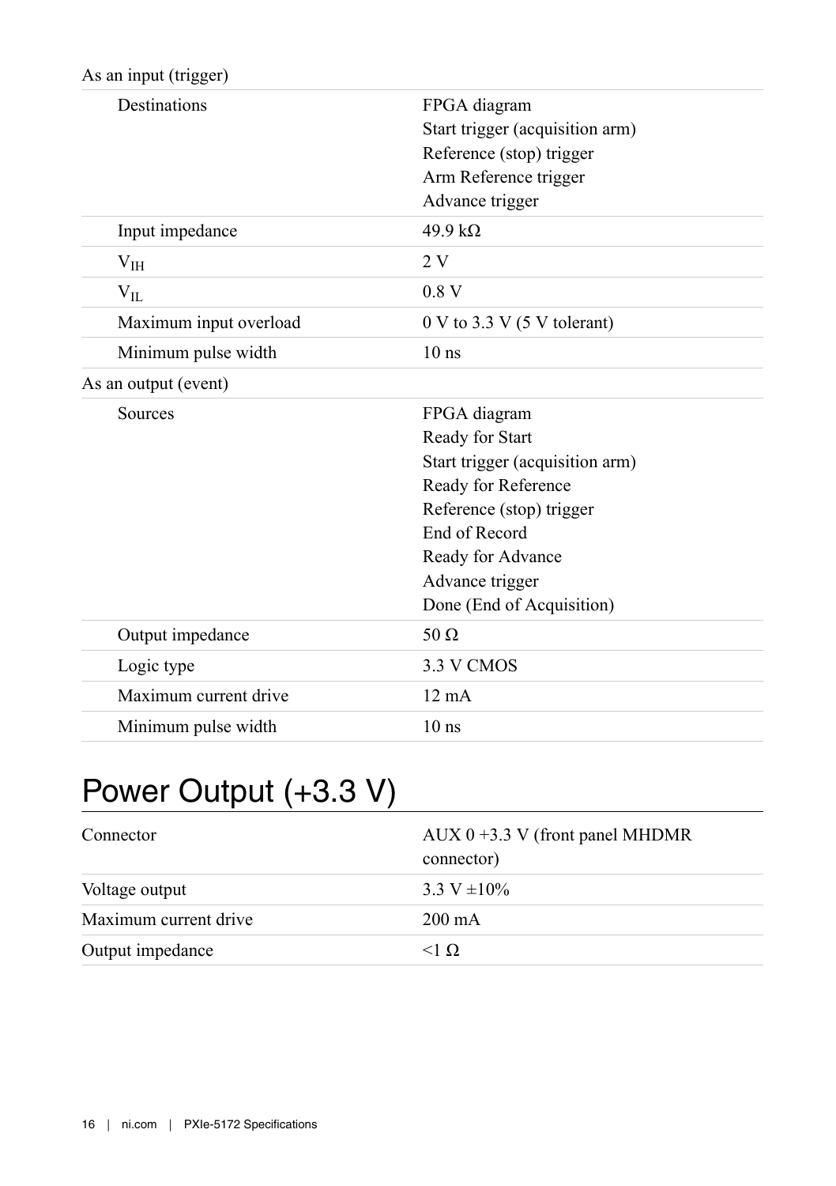| | |
|---|---|
| As an input (trigger) | |
| Destinations | FPGA diagram<br>Start trigger (acquisition arm)<br>Reference (stop) trigger<br>Arm Reference trigger<br>Advance trigger |
| Input impedance | 49.9 kΩ |
| $V_{IH}$ | 2 V |
| $V_{IL}$ | 0.8 V |
| Maximum input overload | 0 V to 3.3 V (5 V tolerant) |
| Minimum pulse width | 10 ns |
| As an output (event) | |
| Sources | FPGA diagram<br>Ready for Start<br>Start trigger (acquisition arm)<br>Ready for Reference<br>Reference (stop) trigger<br>End of Record<br>Ready for Advance<br>Advance trigger<br>Done (End of Acquisition) |
| Output impedance | 50 Ω |
| Logic type | 3.3 V CMOS |
| Maximum current drive | 12 mA |
| Minimum pulse width | 10 ns |

# Power Output (+3.3 V)

| | |
|---|---|
| Connector | AUX 0 +3.3 V (front panel MHDMR connector) |
| Voltage output | 3.3 V ±10% |
| Maximum current drive | 200 mA |
| Output impedance | <1 Ω |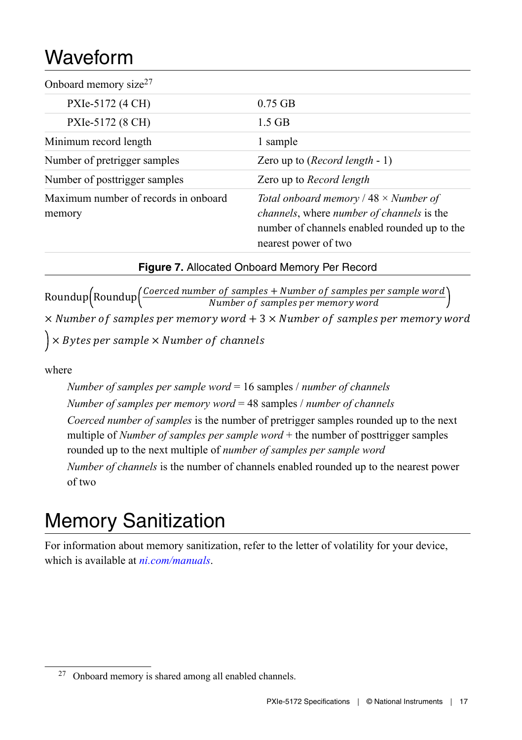# Waveform

| | |
|---|---|
| Onboard memory size[27] | |
| PXIe-5172 (4 CH) | 0.75 GB |
| PXIe-5172 (8 CH) | 1.5 GB |
| Minimum record length | 1 sample |
| Number of pretrigger samples | Zero up to (*Record length* - 1) |
| Number of posttrigger samples | Zero up to *Record length* |
| Maximum number of records in onboard memory | *Total onboard memory* / 48 × *Number of channels*, where *number of channels* is the number of channels enabled rounded up to the nearest power of two |

**Figure 7.** Allocated Onboard Memory Per Record

$$\text{Roundup}\left(\text{Roundup}\left(\frac{\mathit{Coerced\ number\ of\ samples} + \mathit{Number\ of\ samples\ per\ sample\ word}}{\mathit{Number\ of\ samples\ per\ memory\ word}}\right) \times \mathit{Number\ of\ samples\ per\ memory\ word} + 3 \times \mathit{Number\ of\ samples\ per\ memory\ word}\right) \times \mathit{Bytes\ per\ sample} \times \mathit{Number\ of\ channels}$$

where

*Number of samples per sample word* = 16 samples / *number of channels*

*Number of samples per memory word* = 48 samples / *number of channels*

*Coerced number of samples* is the number of pretrigger samples rounded up to the next multiple of *Number of samples per sample word* + the number of posttrigger samples rounded up to the next multiple of *number of samples per sample word*

*Number of channels* is the number of channels enabled rounded up to the nearest power of two

# Memory Sanitization

For information about memory sanitization, refer to the letter of volatility for your device, which is available at *ni.com/manuals*.

[27] Onboard memory is shared among all enabled channels.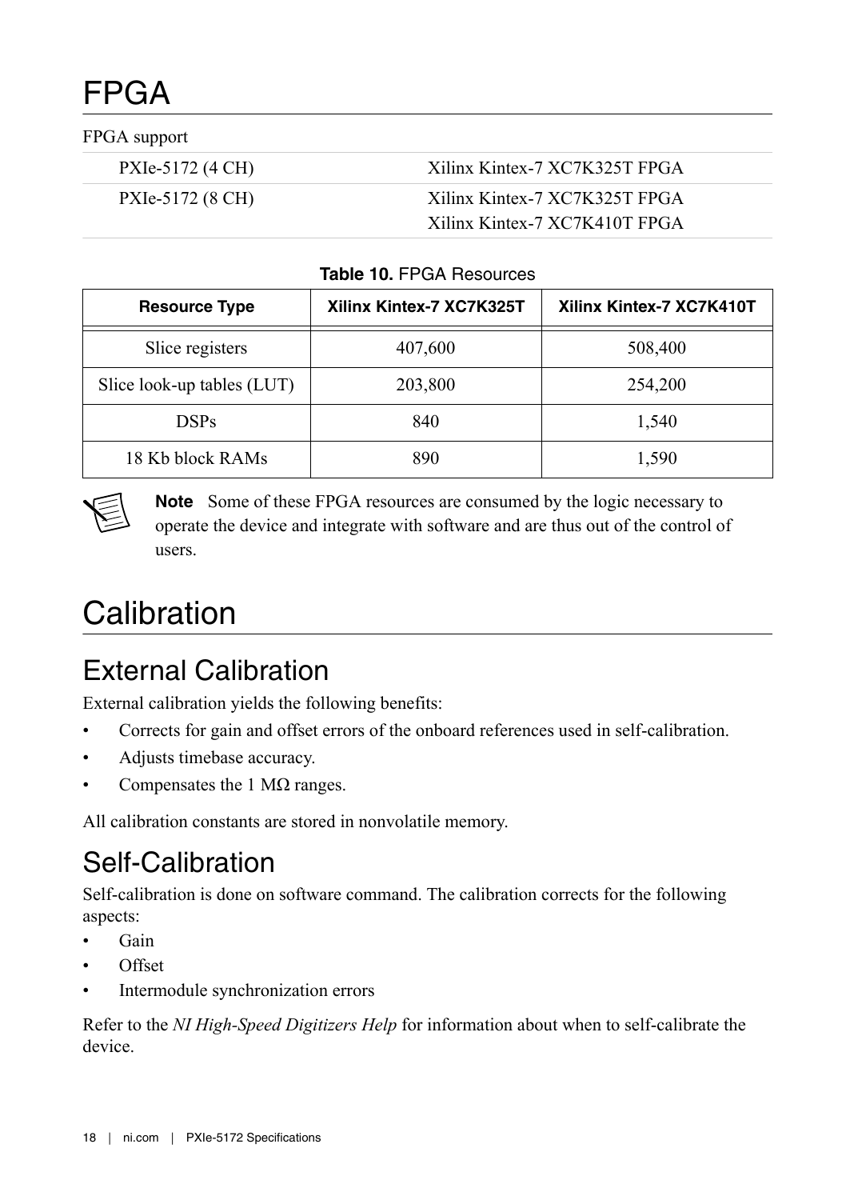# FPGA

FPGA support

| | |
|---|---|
| PXIe-5172 (4 CH) | Xilinx Kintex-7 XC7K325T FPGA |
| PXIe-5172 (8 CH) | Xilinx Kintex-7 XC7K325T FPGA<br>Xilinx Kintex-7 XC7K410T FPGA |

**Table 10.** FPGA Resources

| Resource Type | Xilinx Kintex-7 XC7K325T | Xilinx Kintex-7 XC7K410T |
|---|---|---|
| Slice registers | 407,600 | 508,400 |
| Slice look-up tables (LUT) | 203,800 | 254,200 |
| DSPs | 840 | 1,540 |
| 18 Kb block RAMs | 890 | 1,590 |

**Note** Some of these FPGA resources are consumed by the logic necessary to operate the device and integrate with software and are thus out of the control of users.

# Calibration

## External Calibration

External calibration yields the following benefits:

- Corrects for gain and offset errors of the onboard references used in self-calibration.
- Adjusts timebase accuracy.
- Compensates the 1 MΩ ranges.

All calibration constants are stored in nonvolatile memory.

## Self-Calibration

Self-calibration is done on software command. The calibration corrects for the following aspects:

- Gain
- Offset
- Intermodule synchronization errors

Refer to the *NI High-Speed Digitizers Help* for information about when to self-calibrate the device.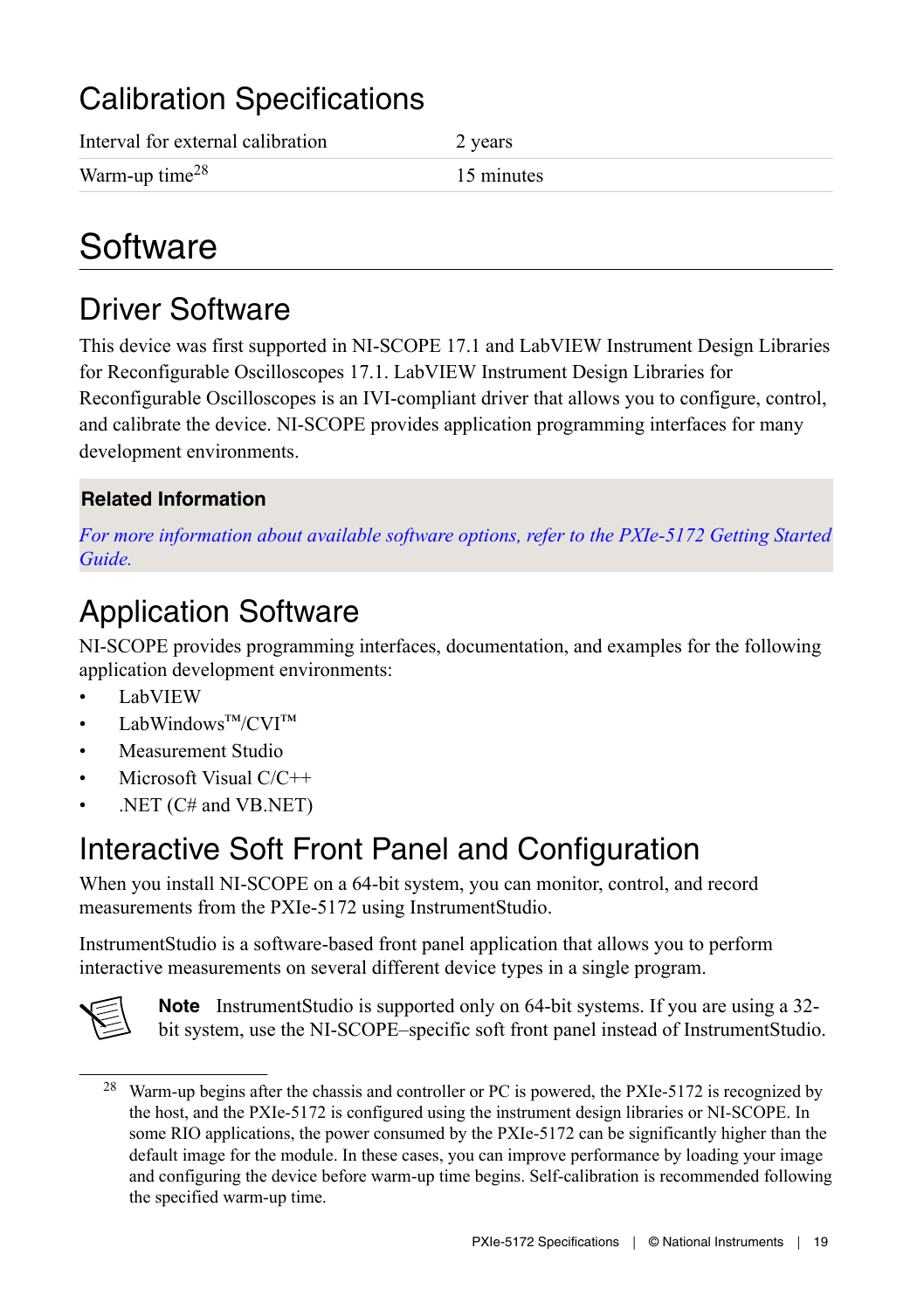## Calibration Specifications

| | |
|---|---|
| Interval for external calibration | 2 years |
| Warm-up time[28] | 15 minutes |

# Software

## Driver Software

This device was first supported in NI-SCOPE 17.1 and LabVIEW Instrument Design Libraries for Reconfigurable Oscilloscopes 17.1. LabVIEW Instrument Design Libraries for Reconfigurable Oscilloscopes is an IVI-compliant driver that allows you to configure, control, and calibrate the device. NI-SCOPE provides application programming interfaces for many development environments.

**Related Information**

*For more information about available software options, refer to the PXIe-5172 Getting Started Guide.*

## Application Software

NI-SCOPE provides programming interfaces, documentation, and examples for the following application development environments:

- LabVIEW
- LabWindows™/CVI™
- Measurement Studio
- Microsoft Visual C/C++
- .NET (C# and VB.NET)

## Interactive Soft Front Panel and Configuration

When you install NI-SCOPE on a 64-bit system, you can monitor, control, and record measurements from the PXIe-5172 using InstrumentStudio.

InstrumentStudio is a software-based front panel application that allows you to perform interactive measurements on several different device types in a single program.

**Note** InstrumentStudio is supported only on 64-bit systems. If you are using a 32-bit system, use the NI-SCOPE–specific soft front panel instead of InstrumentStudio.

---

[28] Warm-up begins after the chassis and controller or PC is powered, the PXIe-5172 is recognized by the host, and the PXIe-5172 is configured using the instrument design libraries or NI-SCOPE. In some RIO applications, the power consumed by the PXIe-5172 can be significantly higher than the default image for the module. In these cases, you can improve performance by loading your image and configuring the device before warm-up time begins. Self-calibration is recommended following the specified warm-up time.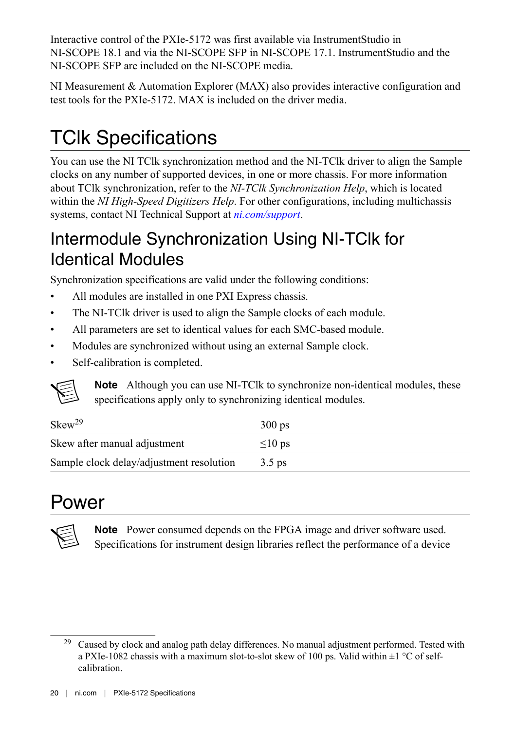Interactive control of the PXIe-5172 was first available via InstrumentStudio in NI-SCOPE 18.1 and via the NI-SCOPE SFP in NI-SCOPE 17.1. InstrumentStudio and the NI-SCOPE SFP are included on the NI-SCOPE media.

NI Measurement & Automation Explorer (MAX) also provides interactive configuration and test tools for the PXIe-5172. MAX is included on the driver media.

# TClk Specifications

You can use the NI TClk synchronization method and the NI-TClk driver to align the Sample clocks on any number of supported devices, in one or more chassis. For more information about TClk synchronization, refer to the *NI-TClk Synchronization Help*, which is located within the *NI High-Speed Digitizers Help*. For other configurations, including multichassis systems, contact NI Technical Support at *ni.com/support*.

## Intermodule Synchronization Using NI-TClk for Identical Modules

Synchronization specifications are valid under the following conditions:

- All modules are installed in one PXI Express chassis.
- The NI-TClk driver is used to align the Sample clocks of each module.
- All parameters are set to identical values for each SMC-based module.
- Modules are synchronized without using an external Sample clock.
- Self-calibration is completed.

**Note** Although you can use NI-TClk to synchronize non-identical modules, these specifications apply only to synchronizing identical modules.

| | |
|---|---|
| Skew[29] | 300 ps |
| Skew after manual adjustment | ≤10 ps |
| Sample clock delay/adjustment resolution | 3.5 ps |

# Power

**Note** Power consumed depends on the FPGA image and driver software used. Specifications for instrument design libraries reflect the performance of a device

[29] Caused by clock and analog path delay differences. No manual adjustment performed. Tested with a PXIe-1082 chassis with a maximum slot-to-slot skew of 100 ps. Valid within ±1 °C of self-calibration.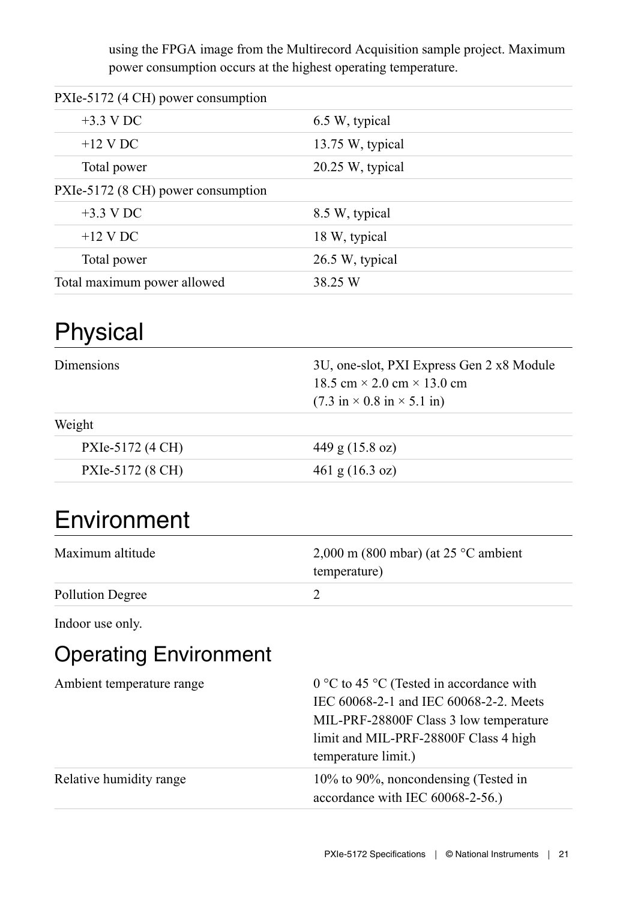using the FPGA image from the Multirecord Acquisition sample project. Maximum power consumption occurs at the highest operating temperature.

| | |
|---|---|
| PXIe-5172 (4 CH) power consumption | |
| +3.3 V DC | 6.5 W, typical |
| +12 V DC | 13.75 W, typical |
| Total power | 20.25 W, typical |
| PXIe-5172 (8 CH) power consumption | |
| +3.3 V DC | 8.5 W, typical |
| +12 V DC | 18 W, typical |
| Total power | 26.5 W, typical |
| Total maximum power allowed | 38.25 W |

# Physical

| | |
|---|---|
| Dimensions | 3U, one-slot, PXI Express Gen 2 x8 Module<br>18.5 cm × 2.0 cm × 13.0 cm<br>(7.3 in × 0.8 in × 5.1 in) |
| Weight | |
| PXIe-5172 (4 CH) | 449 g (15.8 oz) |
| PXIe-5172 (8 CH) | 461 g (16.3 oz) |

# Environment

| | |
|---|---|
| Maximum altitude | 2,000 m (800 mbar) (at 25 °C ambient temperature) |
| Pollution Degree | 2 |

Indoor use only.

## Operating Environment

| | |
|---|---|
| Ambient temperature range | 0 °C to 45 °C (Tested in accordance with IEC 60068-2-1 and IEC 60068-2-2. Meets MIL-PRF-28800F Class 3 low temperature limit and MIL-PRF-28800F Class 4 high temperature limit.) |
| Relative humidity range | 10% to 90%, noncondensing (Tested in accordance with IEC 60068-2-56.) |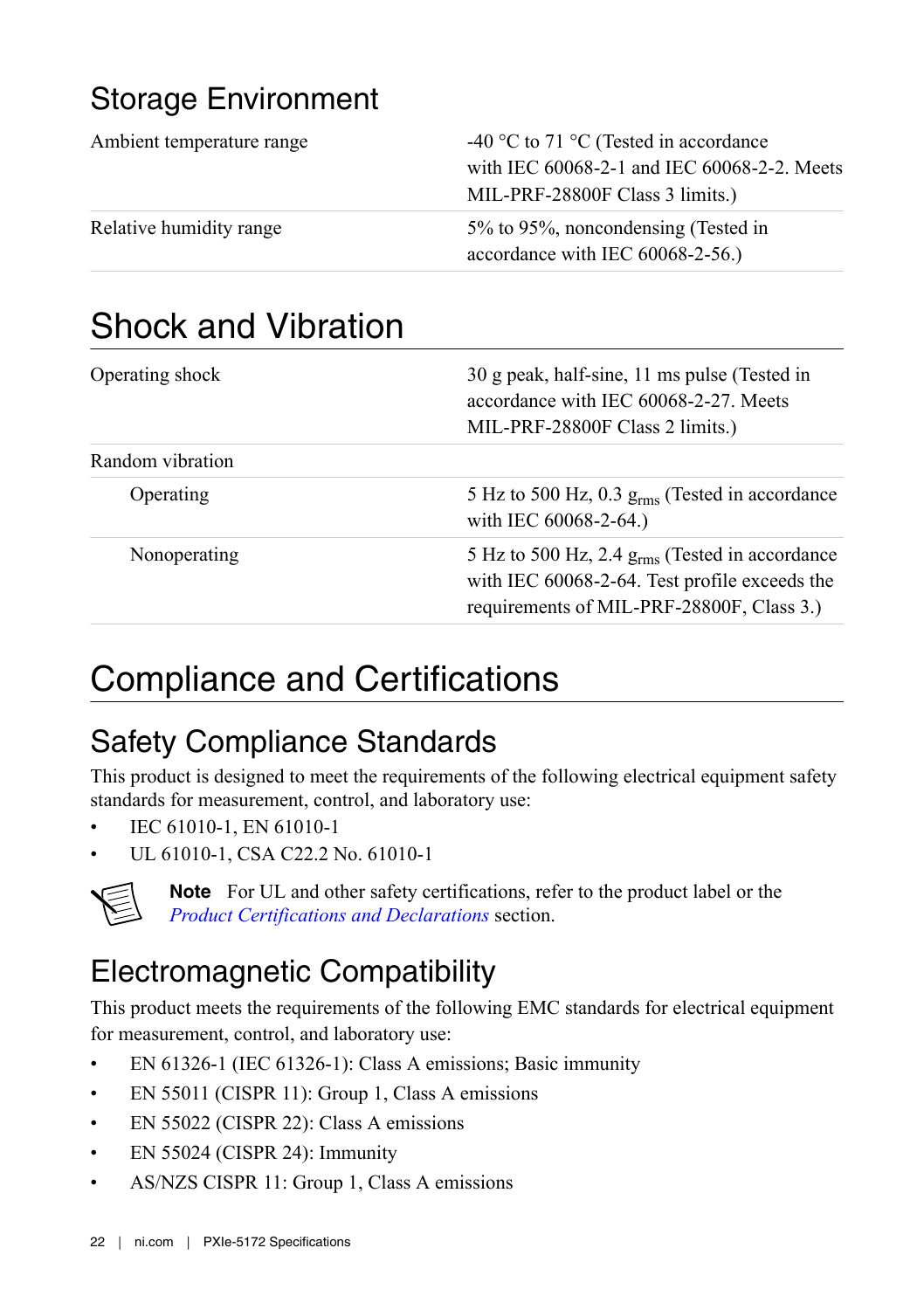## Storage Environment

| | |
|---|---|
| Ambient temperature range | -40 °C to 71 °C (Tested in accordance with IEC 60068-2-1 and IEC 60068-2-2. Meets MIL-PRF-28800F Class 3 limits.) |
| Relative humidity range | 5% to 95%, noncondensing (Tested in accordance with IEC 60068-2-56.) |

## Shock and Vibration

| | |
|---|---|
| Operating shock | 30 g peak, half-sine, 11 ms pulse (Tested in accordance with IEC 60068-2-27. Meets MIL-PRF-28800F Class 2 limits.) |
| Random vibration | |
| Operating | 5 Hz to 500 Hz, 0.3 $g_{rms}$ (Tested in accordance with IEC 60068-2-64.) |
| Nonoperating | 5 Hz to 500 Hz, 2.4 $g_{rms}$ (Tested in accordance with IEC 60068-2-64. Test profile exceeds the requirements of MIL-PRF-28800F, Class 3.) |

# Compliance and Certifications

## Safety Compliance Standards

This product is designed to meet the requirements of the following electrical equipment safety standards for measurement, control, and laboratory use:

- IEC 61010-1, EN 61010-1
- UL 61010-1, CSA C22.2 No. 61010-1

**Note** For UL and other safety certifications, refer to the product label or the *Product Certifications and Declarations* section.

## Electromagnetic Compatibility

This product meets the requirements of the following EMC standards for electrical equipment for measurement, control, and laboratory use:

- EN 61326-1 (IEC 61326-1): Class A emissions; Basic immunity
- EN 55011 (CISPR 11): Group 1, Class A emissions
- EN 55022 (CISPR 22): Class A emissions
- EN 55024 (CISPR 24): Immunity
- AS/NZS CISPR 11: Group 1, Class A emissions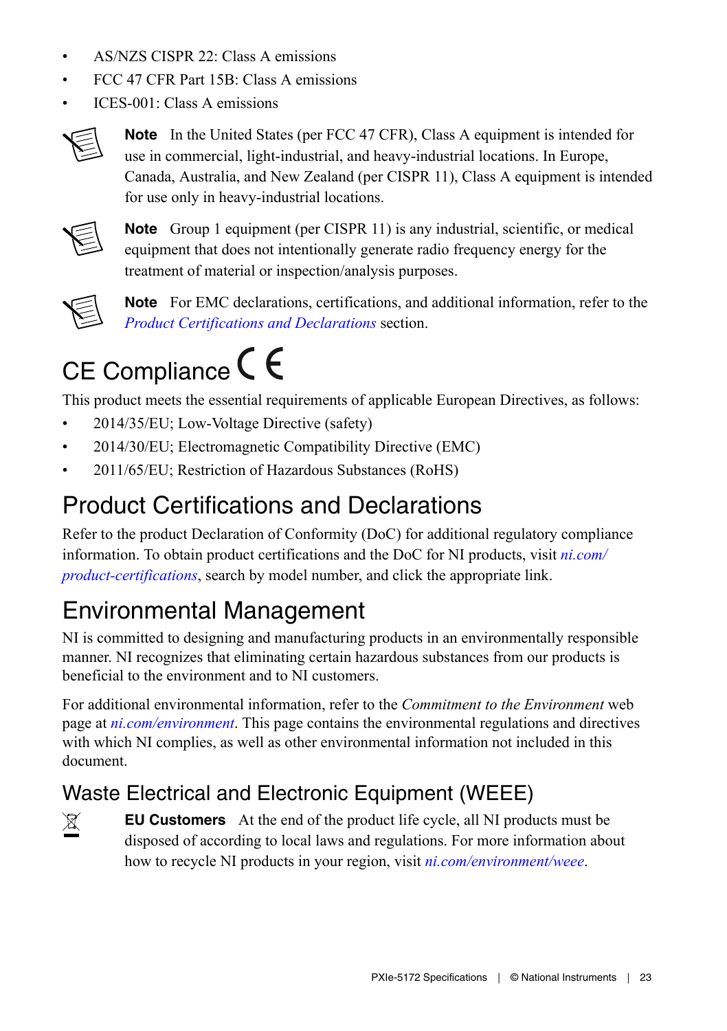- AS/NZS CISPR 22: Class A emissions
- FCC 47 CFR Part 15B: Class A emissions
- ICES-001: Class A emissions

**Note** In the United States (per FCC 47 CFR), Class A equipment is intended for use in commercial, light-industrial, and heavy-industrial locations. In Europe, Canada, Australia, and New Zealand (per CISPR 11), Class A equipment is intended for use only in heavy-industrial locations.

**Note** Group 1 equipment (per CISPR 11) is any industrial, scientific, or medical equipment that does not intentionally generate radio frequency energy for the treatment of material or inspection/analysis purposes.

**Note** For EMC declarations, certifications, and additional information, refer to the *Product Certifications and Declarations* section.

# CE Compliance CE

This product meets the essential requirements of applicable European Directives, as follows:

- 2014/35/EU; Low-Voltage Directive (safety)
- 2014/30/EU; Electromagnetic Compatibility Directive (EMC)
- 2011/65/EU; Restriction of Hazardous Substances (RoHS)

# Product Certifications and Declarations

Refer to the product Declaration of Conformity (DoC) for additional regulatory compliance information. To obtain product certifications and the DoC for NI products, visit *ni.com/product-certifications*, search by model number, and click the appropriate link.

# Environmental Management

NI is committed to designing and manufacturing products in an environmentally responsible manner. NI recognizes that eliminating certain hazardous substances from our products is beneficial to the environment and to NI customers.

For additional environmental information, refer to the *Commitment to the Environment* web page at *ni.com/environment*. This page contains the environmental regulations and directives with which NI complies, as well as other environmental information not included in this document.

## Waste Electrical and Electronic Equipment (WEEE)

**EU Customers** At the end of the product life cycle, all NI products must be disposed of according to local laws and regulations. For more information about how to recycle NI products in your region, visit *ni.com/environment/weee*.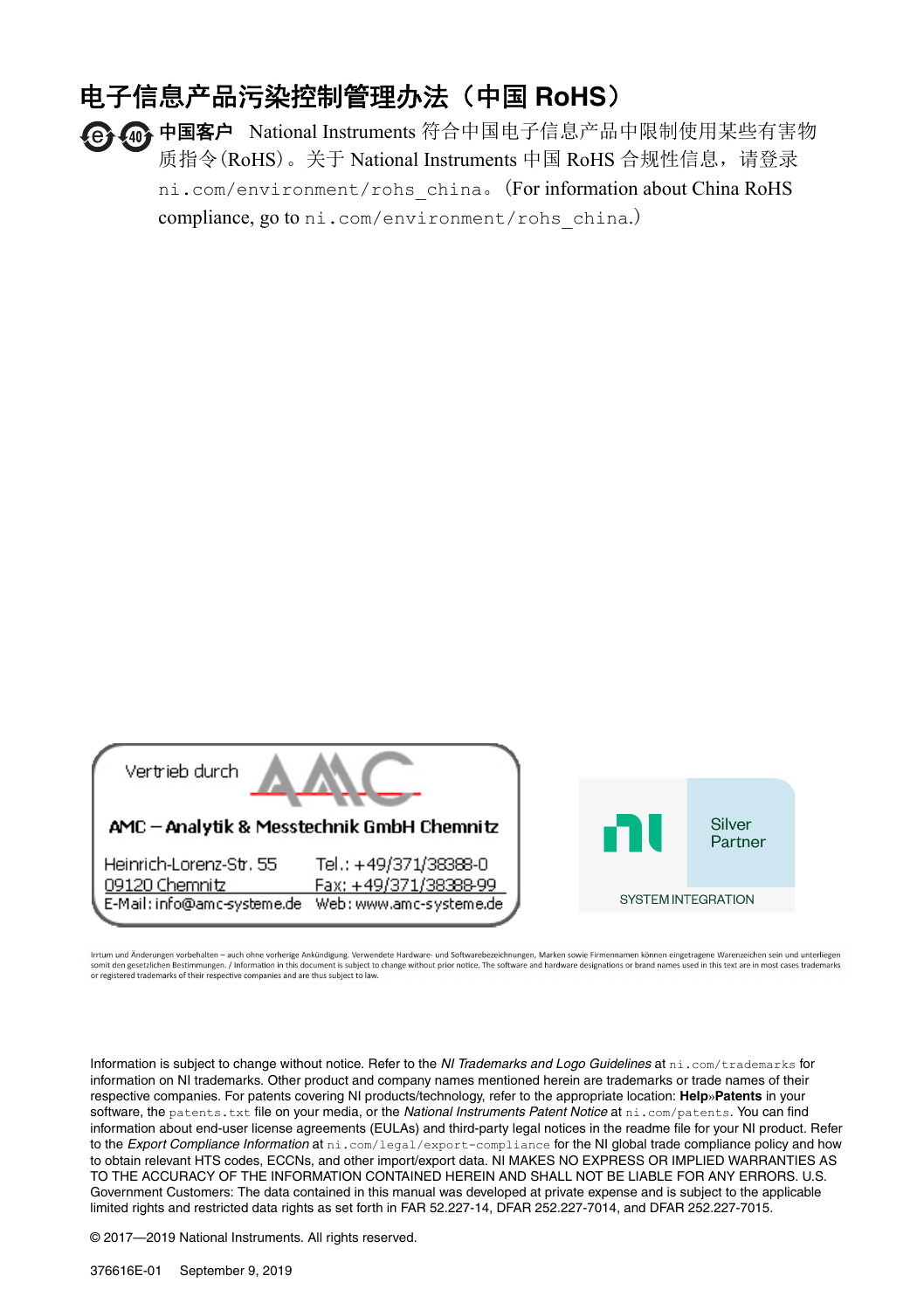## 电子信息产品污染控制管理办法（中国 RoHS）

**中国客户** National Instruments 符合中国电子信息产品中限制使用某些有害物质指令(RoHS)。关于 National Instruments 中国 RoHS 合规性信息，请登录 ni.com/environment/rohs_china。(For information about China RoHS compliance, go to ni.com/environment/rohs_china.)

Vertrieb durch

AMC – Analytik & Messtechnik GmbH Chemnitz

Heinrich-Lorenz-Str. 55
09120 Chemnitz
E-Mail: info@amc-systeme.de

Tel.: +49/371/38388-0
Fax: +49/371/38388-99
Web: www.amc-systeme.de

Silver Partner

SYSTEM INTEGRATION

Irrtum und Änderungen vorbehalten – auch ohne vorherige Ankündigung. Verwendete Hardware- und Softwarebezeichnungen, Marken sowie Firmennamen können eingetragene Warenzeichen sein und unterliegen somit den gesetzlichen Bestimmungen. / Information in this document is subject to change without prior notice. The software and hardware designations or brand names used in this text are in most cases trademarks or registered trademarks of their respective companies and are thus subject to law.

Information is subject to change without notice. Refer to the *NI Trademarks and Logo Guidelines* at ni.com/trademarks for information on NI trademarks. Other product and company names mentioned herein are trademarks or trade names of their respective companies. For patents covering NI products/technology, refer to the appropriate location: **Help»Patents** in your software, the patents.txt file on your media, or the *National Instruments Patent Notice* at ni.com/patents. You can find information about end-user license agreements (EULAs) and third-party legal notices in the readme file for your NI product. Refer to the *Export Compliance Information* at ni.com/legal/export-compliance for the NI global trade compliance policy and how to obtain relevant HTS codes, ECCNs, and other import/export data. NI MAKES NO EXPRESS OR IMPLIED WARRANTIES AS TO THE ACCURACY OF THE INFORMATION CONTAINED HEREIN AND SHALL NOT BE LIABLE FOR ANY ERRORS. U.S. Government Customers: The data contained in this manual was developed at private expense and is subject to the applicable limited rights and restricted data rights as set forth in FAR 52.227-14, DFAR 252.227-7014, and DFAR 252.227-7015.

© 2017—2019 National Instruments. All rights reserved.

376616E-01 September 9, 2019